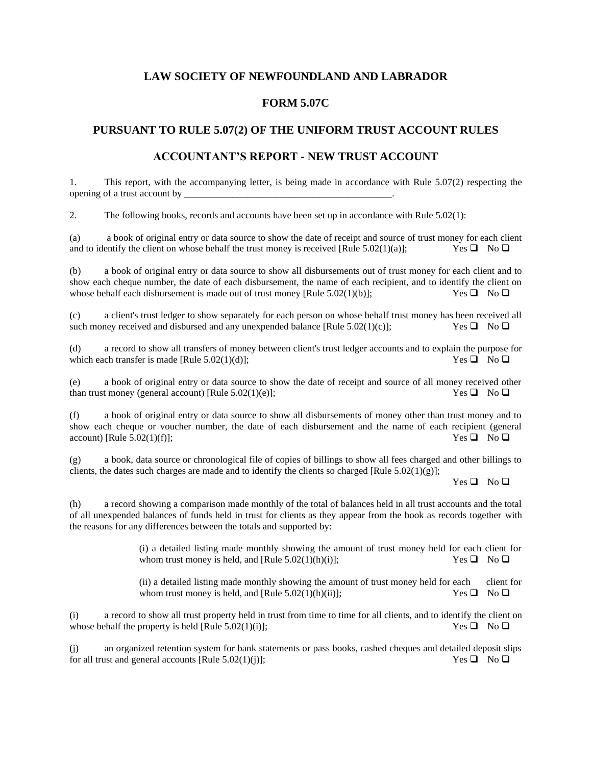# LAW SOCIETY OF NEWFOUNDLAND AND LABRADOR

## FORM 5.07C

## PURSUANT TO RULE 5.07(2) OF THE UNIFORM TRUST ACCOUNT RULES

## ACCOUNTANT'S REPORT - NEW TRUST ACCOUNT

1. This report, with the accompanying letter, is being made in accordance with Rule 5.07(2) respecting the opening of a trust account by ____________________________________________.

2. The following books, records and accounts have been set up in accordance with Rule 5.02(1):

(a) a book of original entry or data source to show the date of receipt and source of trust money for each client and to identify the client on whose behalf the trust money is received [Rule 5.02(1)(a)]; Yes ❑ No ❑

(b) a book of original entry or data source to show all disbursements out of trust money for each client and to show each cheque number, the date of each disbursement, the name of each recipient, and to identify the client on whose behalf each disbursement is made out of trust money [Rule 5.02(1)(b)]; Yes ❑ No ❑

(c) a client's trust ledger to show separately for each person on whose behalf trust money has been received all such money received and disbursed and any unexpended balance [Rule 5.02(1)(c)]; Yes ❑ No ❑

(d) a record to show all transfers of money between client's trust ledger accounts and to explain the purpose for which each transfer is made [Rule 5.02(1)(d)]; Yes ❑ No ❑

(e) a book of original entry or data source to show the date of receipt and source of all money received other than trust money (general account) [Rule 5.02(1)(e)]; Yes ❑ No ❑

(f) a book of original entry or data source to show all disbursements of money other than trust money and to show each cheque or voucher number, the date of each disbursement and the name of each recipient (general account) [Rule 5.02(1)(f)]; Yes ❑ No ❑

(g) a book, data source or chronological file of copies of billings to show all fees charged and other billings to clients, the dates such charges are made and to identify the clients so charged [Rule 5.02(1)(g)]; Yes ❑ No ❑

(h) a record showing a comparison made monthly of the total of balances held in all trust accounts and the total of all unexpended balances of funds held in trust for clients as they appear from the book as records together with the reasons for any differences between the totals and supported by:

> (i) a detailed listing made monthly showing the amount of trust money held for each client for whom trust money is held, and [Rule 5.02(1)(h)(i)]; Yes ❑ No ❑
>
> (ii) a detailed listing made monthly showing the amount of trust money held for each client for whom trust money is held, and [Rule 5.02(1)(h)(ii)]; Yes ❑ No ❑

(i) a record to show all trust property held in trust from time to time for all clients, and to identify the client on whose behalf the property is held [Rule 5.02(1)(i)]; Yes ❑ No ❑

(j) an organized retention system for bank statements or pass books, cashed cheques and detailed deposit slips for all trust and general accounts [Rule 5.02(1)(j)]; Yes ❑ No ❑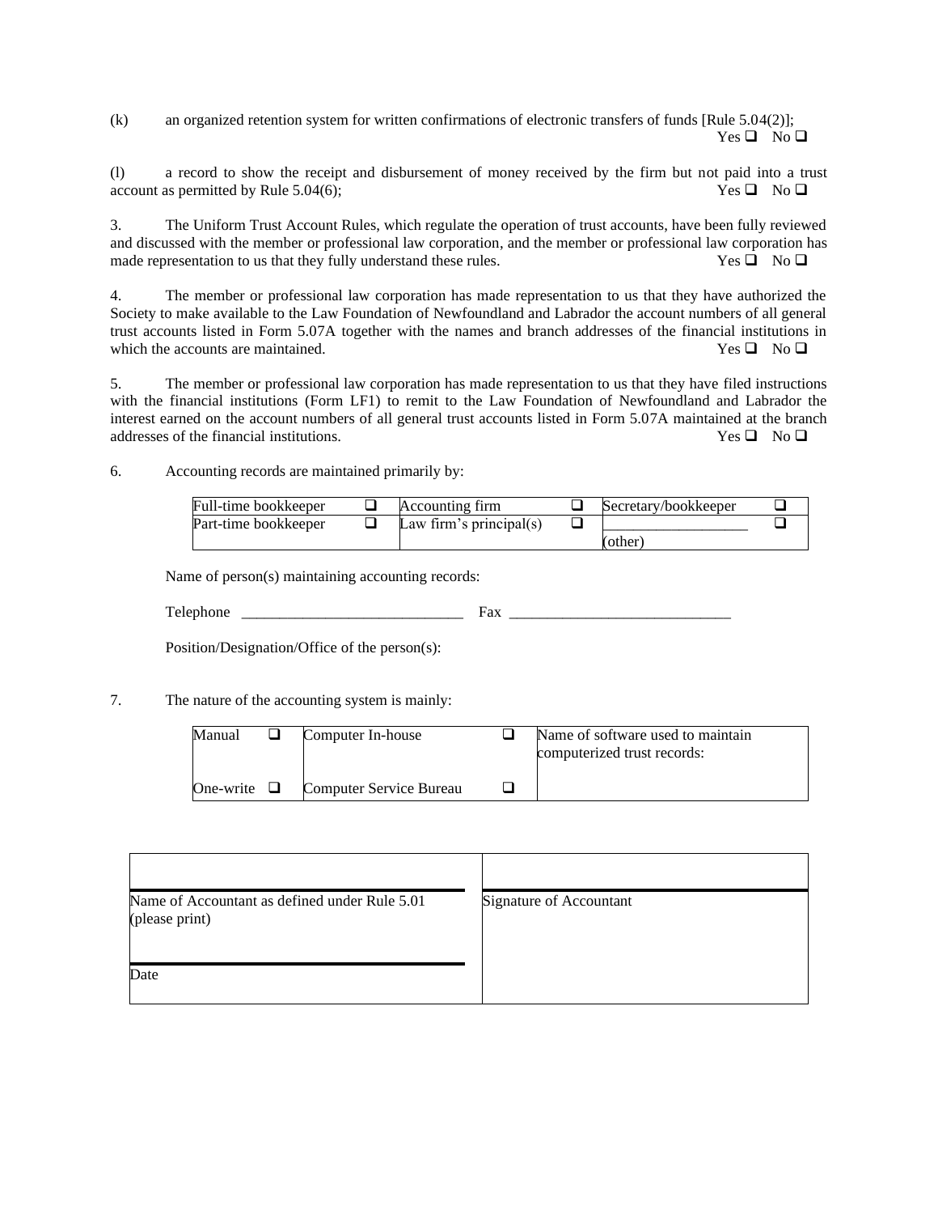(k) an organized retention system for written confirmations of electronic transfers of funds [Rule 5.04(2)]; Yes ❑ No ❑

(l) a record to show the receipt and disbursement of money received by the firm but not paid into a trust account as permitted by Rule 5.04(6); Yes ❑ No ❑

3. The Uniform Trust Account Rules, which regulate the operation of trust accounts, have been fully reviewed and discussed with the member or professional law corporation, and the member or professional law corporation has made representation to us that they fully understand these rules. Yes ❑ No ❑

4. The member or professional law corporation has made representation to us that they have authorized the Society to make available to the Law Foundation of Newfoundland and Labrador the account numbers of all general trust accounts listed in Form 5.07A together with the names and branch addresses of the financial institutions in which the accounts are maintained. Yes ❑ No ❑

5. The member or professional law corporation has made representation to us that they have filed instructions with the financial institutions (Form LF1) to remit to the Law Foundation of Newfoundland and Labrador the interest earned on the account numbers of all general trust accounts listed in Form 5.07A maintained at the branch addresses of the financial institutions. Yes ❑ No ❑

6. Accounting records are maintained primarily by:

| | | | | | |
|---|---|---|---|---|---|
| Full-time bookkeeper | ❑ | Accounting firm | ❑ | Secretary/bookkeeper | ❑ |
| Part-time bookkeeper | ❑ | Law firm's principal(s) | ❑ | ___________________ (other) | ❑ |

Name of person(s) maintaining accounting records:

Telephone _____________________________ Fax _____________________________

Position/Designation/Office of the person(s):

7. The nature of the accounting system is mainly:

| | | | | |
|---|---|---|---|---|
| Manual | ❑ | Computer In-house | ❑ | Name of software used to maintain computerized trust records: |
| One-write | ❑ | Computer Service Bureau | ❑ | |

| | |
|---|---|
| Name of Accountant as defined under Rule 5.01 (please print) | Signature of Accountant |
| Date | |